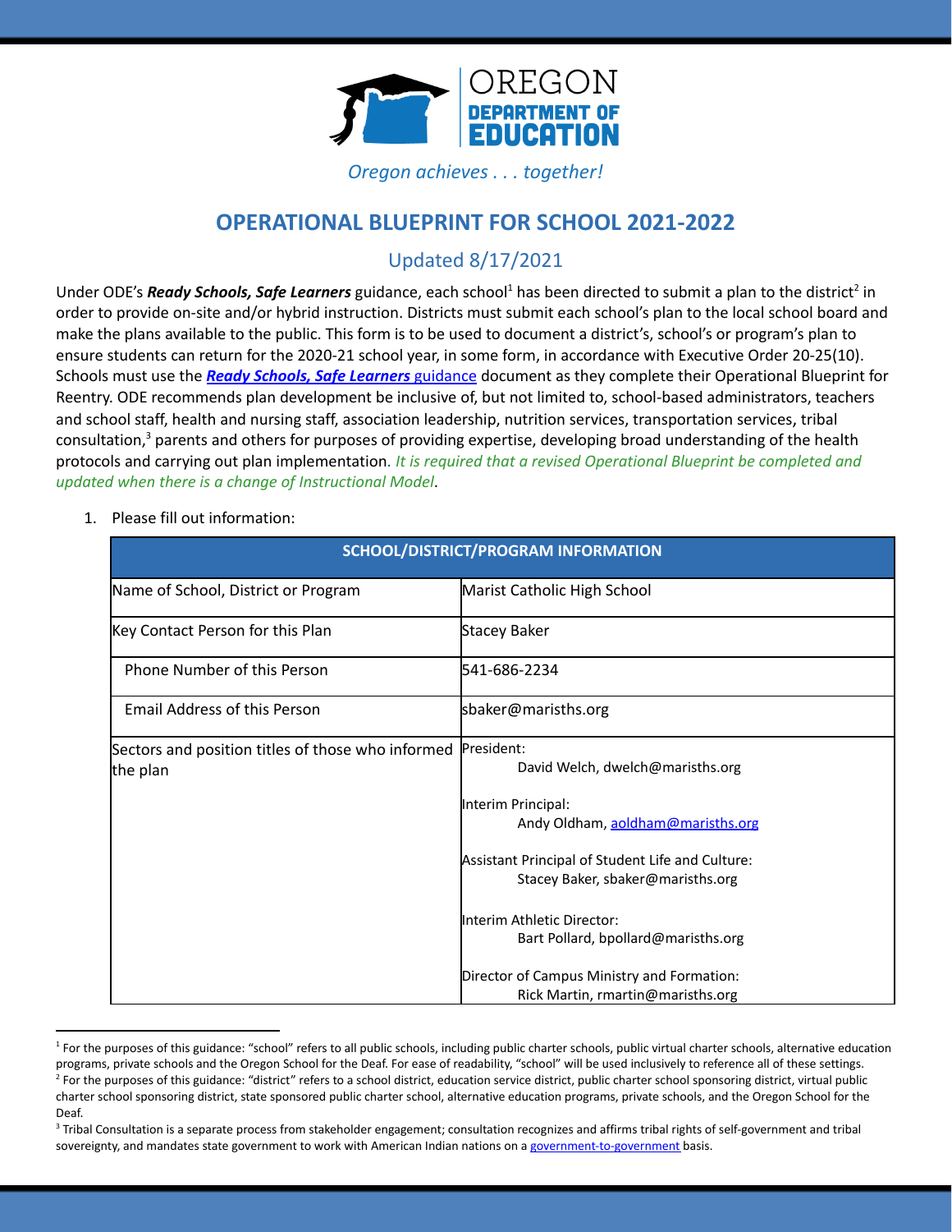OREGON
DEPARTMENT OF
EDUCATION

*Oregon achieves . . . together!*

# OPERATIONAL BLUEPRINT FOR SCHOOL 2021-2022

## Updated 8/17/2021

Under ODE's ***Ready Schools, Safe Learners*** guidance, each school[1] has been directed to submit a plan to the district[2] in order to provide on-site and/or hybrid instruction. Districts must submit each school's plan to the local school board and make the plans available to the public. This form is to be used to document a district's, school's or program's plan to ensure students can return for the 2020-21 school year, in some form, in accordance with Executive Order 20-25(10). Schools must use the ***Ready Schools, Safe Learners*** guidance document as they complete their Operational Blueprint for Reentry. ODE recommends plan development be inclusive of, but not limited to, school-based administrators, teachers and school staff, health and nursing staff, association leadership, nutrition services, transportation services, tribal consultation,[3] parents and others for purposes of providing expertise, developing broad understanding of the health protocols and carrying out plan implementation. *It is required that a revised Operational Blueprint be completed and updated when there is a change of Instructional Model.*

1. Please fill out information:

| SCHOOL/DISTRICT/PROGRAM INFORMATION | |
|---|---|
| Name of School, District or Program | Marist Catholic High School |
| Key Contact Person for this Plan | Stacey Baker |
| Phone Number of this Person | 541-686-2234 |
| Email Address of this Person | sbaker@marisths.org |
| Sectors and position titles of those who informed the plan | President: David Welch, dwelch@marisths.org<br><br>Interim Principal: Andy Oldham, aoldham@marisths.org<br><br>Assistant Principal of Student Life and Culture: Stacey Baker, sbaker@marisths.org<br><br>Interim Athletic Director: Bart Pollard, bpollard@marisths.org<br><br>Director of Campus Ministry and Formation: Rick Martin, rmartin@marisths.org |

[1] For the purposes of this guidance: "school" refers to all public schools, including public charter schools, public virtual charter schools, alternative education programs, private schools and the Oregon School for the Deaf. For ease of readability, "school" will be used inclusively to reference all of these settings.

[2] For the purposes of this guidance: "district" refers to a school district, education service district, public charter school sponsoring district, virtual public charter school sponsoring district, state sponsored public charter school, alternative education programs, private schools, and the Oregon School for the Deaf.

[3] Tribal Consultation is a separate process from stakeholder engagement; consultation recognizes and affirms tribal rights of self-government and tribal sovereignty, and mandates state government to work with American Indian nations on a government-to-government basis.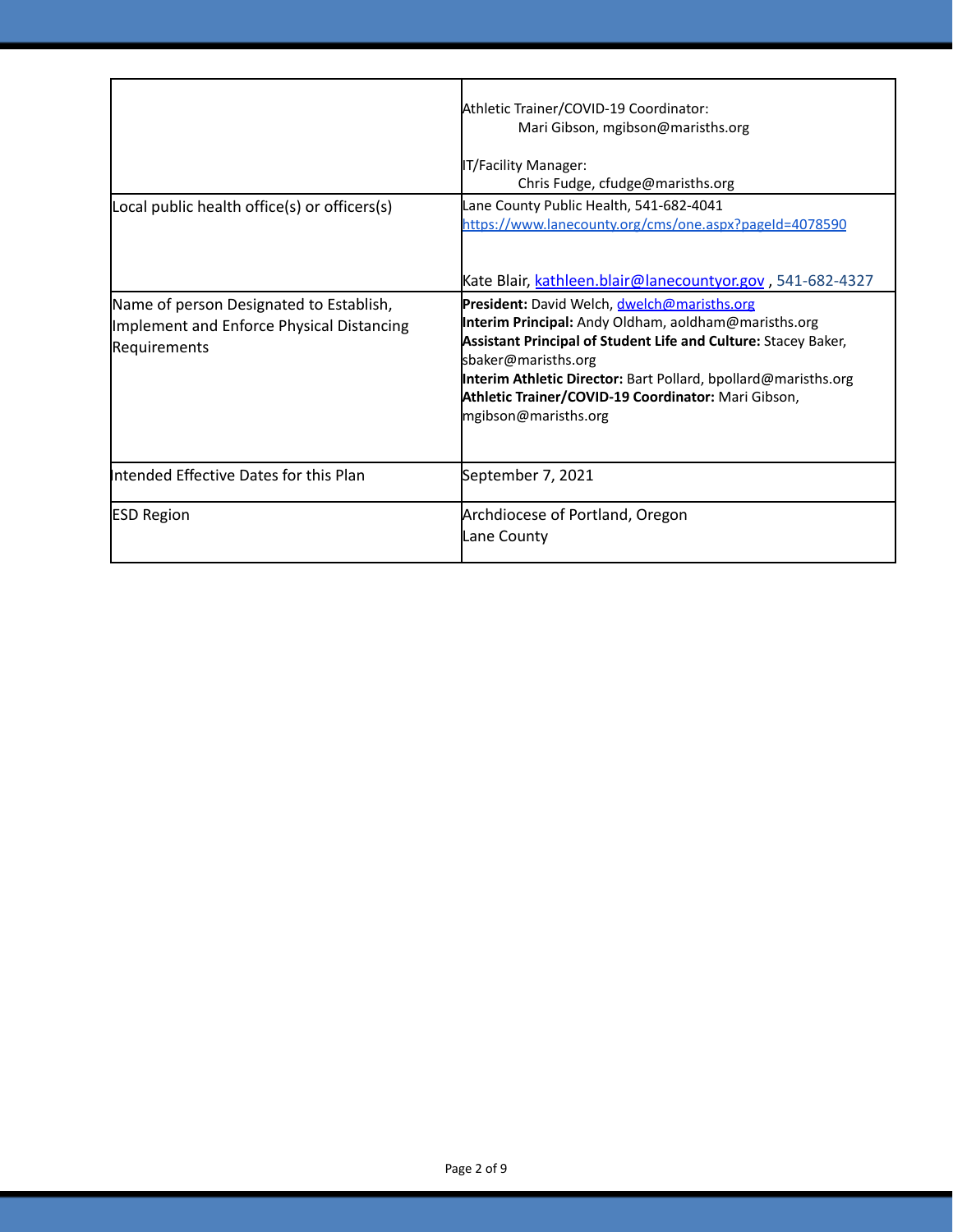| | |
|---|---|
| | Athletic Trainer/COVID-19 Coordinator:<br>Mari Gibson, mgibson@marisths.org<br><br>IT/Facility Manager:<br>Chris Fudge, cfudge@marisths.org |
| Local public health office(s) or officers(s) | Lane County Public Health, 541-682-4041<br>https://www.lanecounty.org/cms/one.aspx?pageId=4078590<br><br>Kate Blair, kathleen.blair@lanecountyor.gov , 541-682-4327 |
| Name of person Designated to Establish, Implement and Enforce Physical Distancing Requirements | **President:** David Welch, dwelch@marisths.org<br>**Interim Principal:** Andy Oldham, aoldham@marisths.org<br>**Assistant Principal of Student Life and Culture:** Stacey Baker, sbaker@marisths.org<br>**Interim Athletic Director:** Bart Pollard, bpollard@marisths.org<br>**Athletic Trainer/COVID-19 Coordinator:** Mari Gibson, mgibson@marisths.org |
| Intended Effective Dates for this Plan | September 7, 2021 |
| ESD Region | Archdiocese of Portland, Oregon<br>Lane County |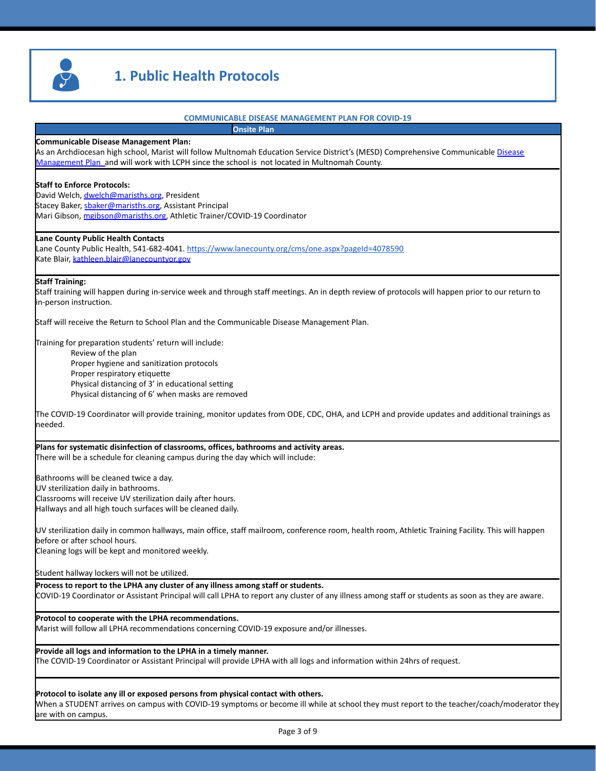# 1. Public Health Protocols

**COMMUNICABLE DISEASE MANAGEMENT PLAN FOR COVID-19**

**Onsite Plan**

**Communicable Disease Management Plan:**
As an Archdiocesan high school, Marist will follow Multnomah Education Service District's (MESD) Comprehensive Communicable Disease Management Plan and will work with LCPH since the school is not located in Multnomah County.

**Staff to Enforce Protocols:**
David Welch, dwelch@marisths.org, President
Stacey Baker, sbaker@marisths.org, Assistant Principal
Mari Gibson, mgibson@marisths.org, Athletic Trainer/COVID-19 Coordinator

**Lane County Public Health Contacts**
Lane County Public Health, 541-682-4041. https://www.lanecounty.org/cms/one.aspx?pageId=4078590
Kate Blair, kathleen.blair@lanecountyor.gov

**Staff Training:**
Staff training will happen during in-service week and through staff meetings. An in depth review of protocols will happen prior to our return to in-person instruction.

Staff will receive the Return to School Plan and the Communicable Disease Management Plan.

Training for preparation students' return will include:

- Review of the plan
- Proper hygiene and sanitization protocols
- Proper respiratory etiquette
- Physical distancing of 3' in educational setting
- Physical distancing of 6' when masks are removed

The COVID-19 Coordinator will provide training, monitor updates from ODE, CDC, OHA, and LCPH and provide updates and additional trainings as needed.

**Plans for systematic disinfection of classrooms, offices, bathrooms and activity areas.**
There will be a schedule for cleaning campus during the day which will include:

Bathrooms will be cleaned twice a day.
UV sterilization daily in bathrooms.
Classrooms will receive UV sterilization daily after hours.
Hallways and all high touch surfaces will be cleaned daily.

UV sterilization daily in common hallways, main office, staff mailroom, conference room, health room, Athletic Training Facility. This will happen before or after school hours.
Cleaning logs will be kept and monitored weekly.

Student hallway lockers will not be utilized.

**Process to report to the LPHA any cluster of any illness among staff or students.**
COVID-19 Coordinator or Assistant Principal will call LPHA to report any cluster of any illness among staff or students as soon as they are aware.

**Protocol to cooperate with the LPHA recommendations.**
Marist will follow all LPHA recommendations concerning COVID-19 exposure and/or illnesses.

**Provide all logs and information to the LPHA in a timely manner.**
The COVID-19 Coordinator or Assistant Principal will provide LPHA with all logs and information within 24hrs of request.

**Protocol to isolate any ill or exposed persons from physical contact with others.**
When a STUDENT arrives on campus with COVID-19 symptoms or become ill while at school they must report to the teacher/coach/moderator they are with on campus.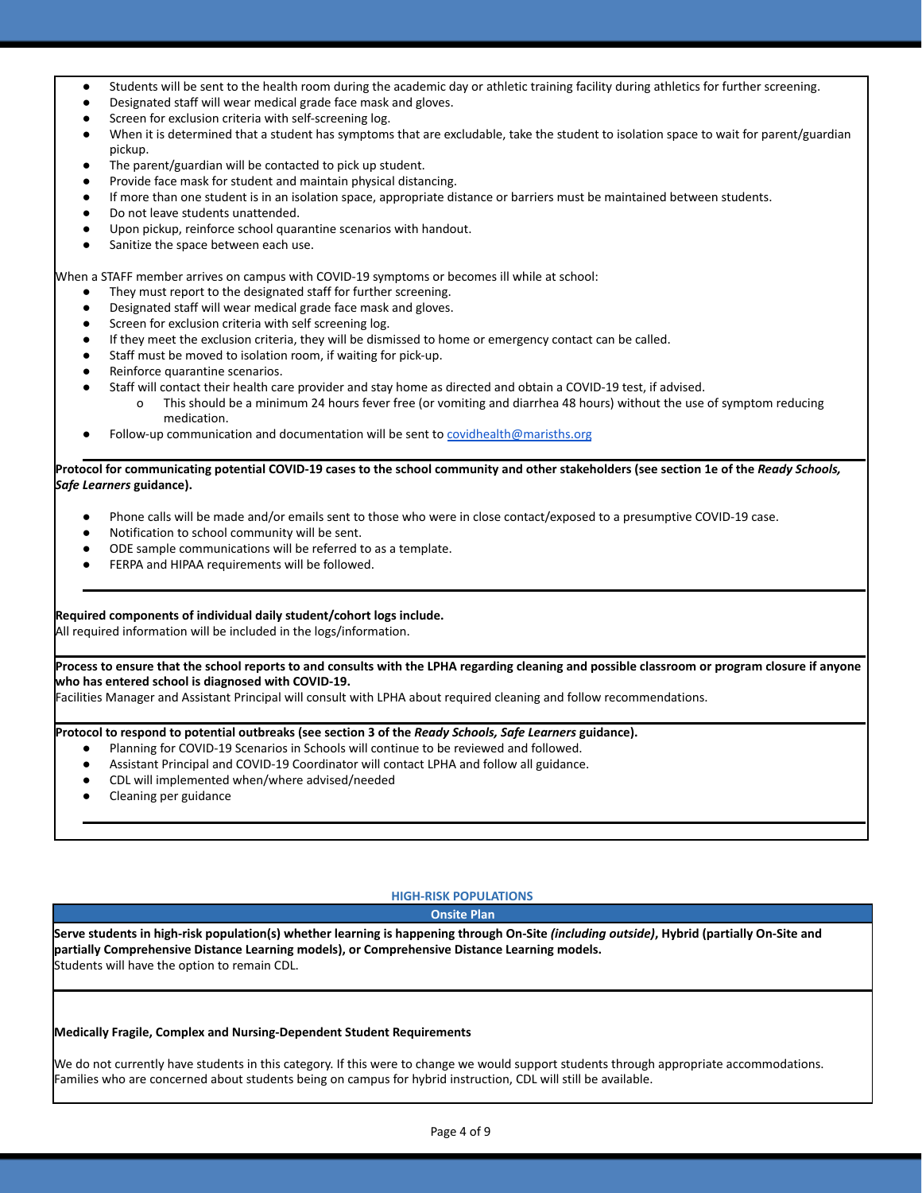- Students will be sent to the health room during the academic day or athletic training facility during athletics for further screening.
- Designated staff will wear medical grade face mask and gloves.
- Screen for exclusion criteria with self-screening log.
- When it is determined that a student has symptoms that are excludable, take the student to isolation space to wait for parent/guardian pickup.
- The parent/guardian will be contacted to pick up student.
- Provide face mask for student and maintain physical distancing.
- If more than one student is in an isolation space, appropriate distance or barriers must be maintained between students.
- Do not leave students unattended.
- Upon pickup, reinforce school quarantine scenarios with handout.
- Sanitize the space between each use.

When a STAFF member arrives on campus with COVID-19 symptoms or becomes ill while at school:

- They must report to the designated staff for further screening.
- Designated staff will wear medical grade face mask and gloves.
- Screen for exclusion criteria with self screening log.
- If they meet the exclusion criteria, they will be dismissed to home or emergency contact can be called.
- Staff must be moved to isolation room, if waiting for pick-up.
- Reinforce quarantine scenarios.
- Staff will contact their health care provider and stay home as directed and obtain a COVID-19 test, if advised.
    - This should be a minimum 24 hours fever free (or vomiting and diarrhea 48 hours) without the use of symptom reducing medication.
- Follow-up communication and documentation will be sent to covidhealth@marisths.org

**Protocol for communicating potential COVID-19 cases to the school community and other stakeholders (see section 1e of the *Ready Schools, Safe Learners* guidance).**

- Phone calls will be made and/or emails sent to those who were in close contact/exposed to a presumptive COVID-19 case.
- Notification to school community will be sent.
- ODE sample communications will be referred to as a template.
- FERPA and HIPAA requirements will be followed.

**Required components of individual daily student/cohort logs include.**

All required information will be included in the logs/information.

**Process to ensure that the school reports to and consults with the LPHA regarding cleaning and possible classroom or program closure if anyone who has entered school is diagnosed with COVID-19.**

Facilities Manager and Assistant Principal will consult with LPHA about required cleaning and follow recommendations.

**Protocol to respond to potential outbreaks (see section 3 of the *Ready Schools, Safe Learners* guidance).**

- Planning for COVID-19 Scenarios in Schools will continue to be reviewed and followed.
- Assistant Principal and COVID-19 Coordinator will contact LPHA and follow all guidance.
- CDL will implemented when/where advised/needed
- Cleaning per guidance

## HIGH-RISK POPULATIONS

### Onsite Plan

**Serve students in high-risk population(s) whether learning is happening through On-Site *(including outside)*, Hybrid (partially On-Site and partially Comprehensive Distance Learning models), or Comprehensive Distance Learning models.**

Students will have the option to remain CDL.

**Medically Fragile, Complex and Nursing-Dependent Student Requirements**

We do not currently have students in this category. If this were to change we would support students through appropriate accommodations. Families who are concerned about students being on campus for hybrid instruction, CDL will still be available.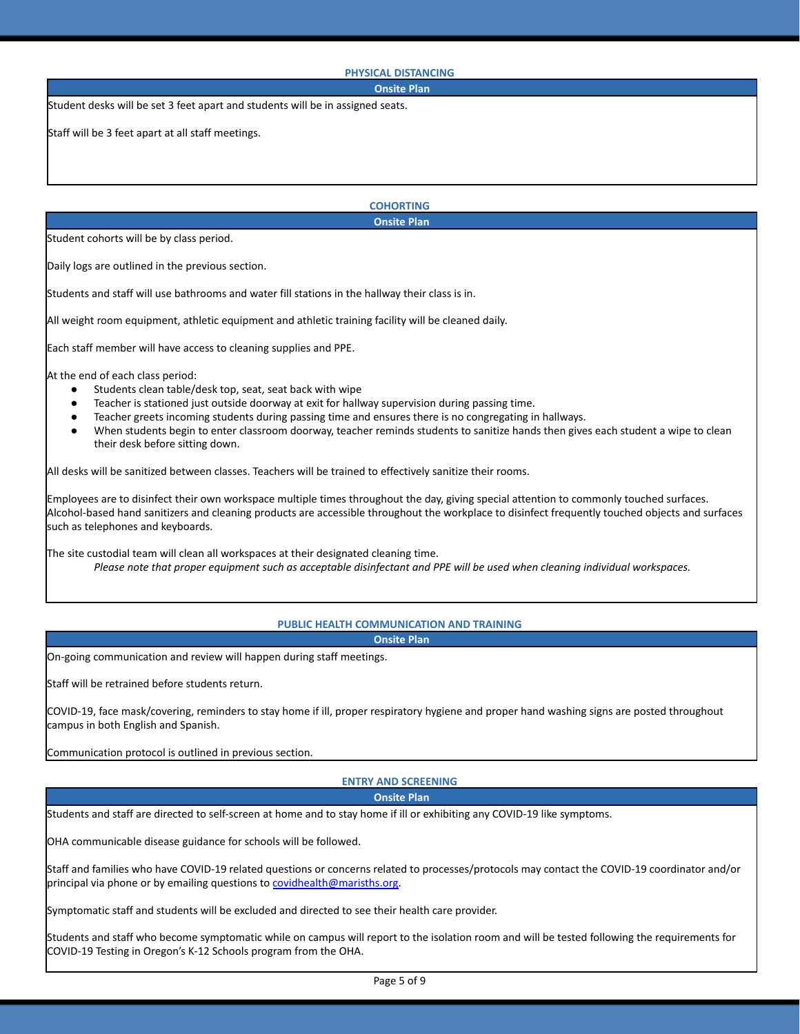## PHYSICAL DISTANCING

**Onsite Plan**

Student desks will be set 3 feet apart and students will be in assigned seats.

Staff will be 3 feet apart at all staff meetings.

## COHORTING

**Onsite Plan**

Student cohorts will be by class period.

Daily logs are outlined in the previous section.

Students and staff will use bathrooms and water fill stations in the hallway their class is in.

All weight room equipment, athletic equipment and athletic training facility will be cleaned daily.

Each staff member will have access to cleaning supplies and PPE.

At the end of each class period:

- Students clean table/desk top, seat, seat back with wipe
- Teacher is stationed just outside doorway at exit for hallway supervision during passing time.
- Teacher greets incoming students during passing time and ensures there is no congregating in hallways.
- When students begin to enter classroom doorway, teacher reminds students to sanitize hands then gives each student a wipe to clean their desk before sitting down.

All desks will be sanitized between classes. Teachers will be trained to effectively sanitize their rooms.

Employees are to disinfect their own workspace multiple times throughout the day, giving special attention to commonly touched surfaces. Alcohol-based hand sanitizers and cleaning products are accessible throughout the workplace to disinfect frequently touched objects and surfaces such as telephones and keyboards.

The site custodial team will clean all workspaces at their designated cleaning time.

*Please note that proper equipment such as acceptable disinfectant and PPE will be used when cleaning individual workspaces.*

## PUBLIC HEALTH COMMUNICATION AND TRAINING

**Onsite Plan**

On-going communication and review will happen during staff meetings.

Staff will be retrained before students return.

COVID-19, face mask/covering, reminders to stay home if ill, proper respiratory hygiene and proper hand washing signs are posted throughout campus in both English and Spanish.

Communication protocol is outlined in previous section.

## ENTRY AND SCREENING

**Onsite Plan**

Students and staff are directed to self-screen at home and to stay home if ill or exhibiting any COVID-19 like symptoms.

OHA communicable disease guidance for schools will be followed.

Staff and families who have COVID-19 related questions or concerns related to processes/protocols may contact the COVID-19 coordinator and/or principal via phone or by emailing questions to covidhealth@marisths.org.

Symptomatic staff and students will be excluded and directed to see their health care provider.

Students and staff who become symptomatic while on campus will report to the isolation room and will be tested following the requirements for COVID-19 Testing in Oregon's K-12 Schools program from the OHA.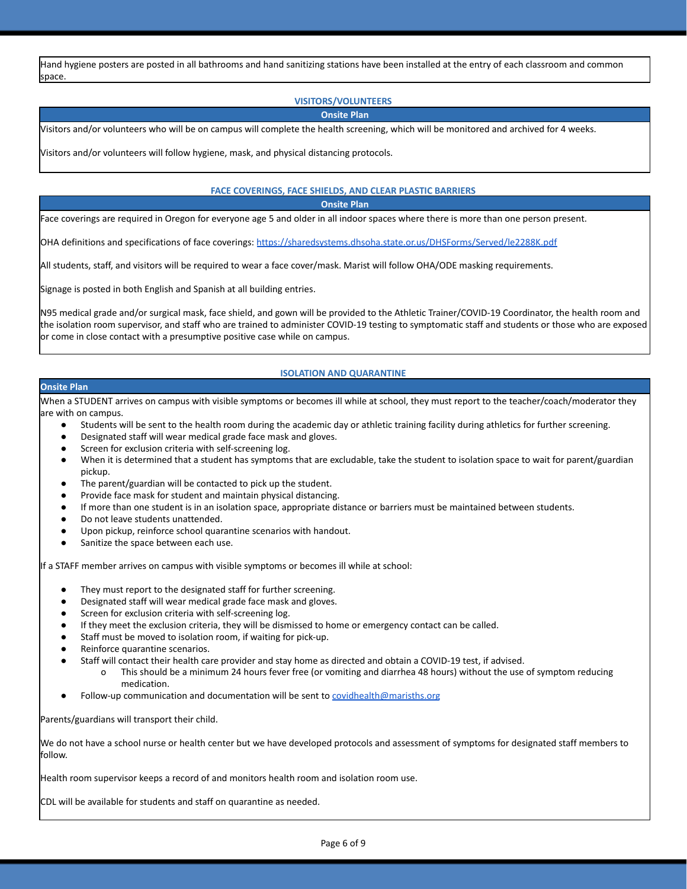Hand hygiene posters are posted in all bathrooms and hand sanitizing stations have been installed at the entry of each classroom and common space.

### VISITORS/VOLUNTEERS

**Onsite Plan**

Visitors and/or volunteers who will be on campus will complete the health screening, which will be monitored and archived for 4 weeks.

Visitors and/or volunteers will follow hygiene, mask, and physical distancing protocols.

### FACE COVERINGS, FACE SHIELDS, AND CLEAR PLASTIC BARRIERS

**Onsite Plan**

Face coverings are required in Oregon for everyone age 5 and older in all indoor spaces where there is more than one person present.

OHA definitions and specifications of face coverings: [https://sharedsystems.dhsoha.state.or.us/DHSForms/Served/le2288K.pdf](https://sharedsystems.dhsoha.state.or.us/DHSForms/Served/le2288K.pdf)

All students, staff, and visitors will be required to wear a face cover/mask. Marist will follow OHA/ODE masking requirements.

Signage is posted in both English and Spanish at all building entries.

N95 medical grade and/or surgical mask, face shield, and gown will be provided to the Athletic Trainer/COVID-19 Coordinator, the health room and the isolation room supervisor, and staff who are trained to administer COVID-19 testing to symptomatic staff and students or those who are exposed or come in close contact with a presumptive positive case while on campus.

### ISOLATION AND QUARANTINE

**Onsite Plan**

When a STUDENT arrives on campus with visible symptoms or becomes ill while at school, they must report to the teacher/coach/moderator they are with on campus.

- Students will be sent to the health room during the academic day or athletic training facility during athletics for further screening.
- Designated staff will wear medical grade face mask and gloves.
- Screen for exclusion criteria with self-screening log.
- When it is determined that a student has symptoms that are excludable, take the student to isolation space to wait for parent/guardian pickup.
- The parent/guardian will be contacted to pick up the student.
- Provide face mask for student and maintain physical distancing.
- If more than one student is in an isolation space, appropriate distance or barriers must be maintained between students.
- Do not leave students unattended.
- Upon pickup, reinforce school quarantine scenarios with handout.
- Sanitize the space between each use.

If a STAFF member arrives on campus with visible symptoms or becomes ill while at school:

- They must report to the designated staff for further screening.
- Designated staff will wear medical grade face mask and gloves.
- Screen for exclusion criteria with self-screening log.
- If they meet the exclusion criteria, they will be dismissed to home or emergency contact can be called.
- Staff must be moved to isolation room, if waiting for pick-up.
- Reinforce quarantine scenarios.
- Staff will contact their health care provider and stay home as directed and obtain a COVID-19 test, if advised.
    - This should be a minimum 24 hours fever free (or vomiting and diarrhea 48 hours) without the use of symptom reducing medication.
- Follow-up communication and documentation will be sent to [covidhealth@marisths.org](mailto:covidhealth@marisths.org)

Parents/guardians will transport their child.

We do not have a school nurse or health center but we have developed protocols and assessment of symptoms for designated staff members to follow.

Health room supervisor keeps a record of and monitors health room and isolation room use.

CDL will be available for students and staff on quarantine as needed.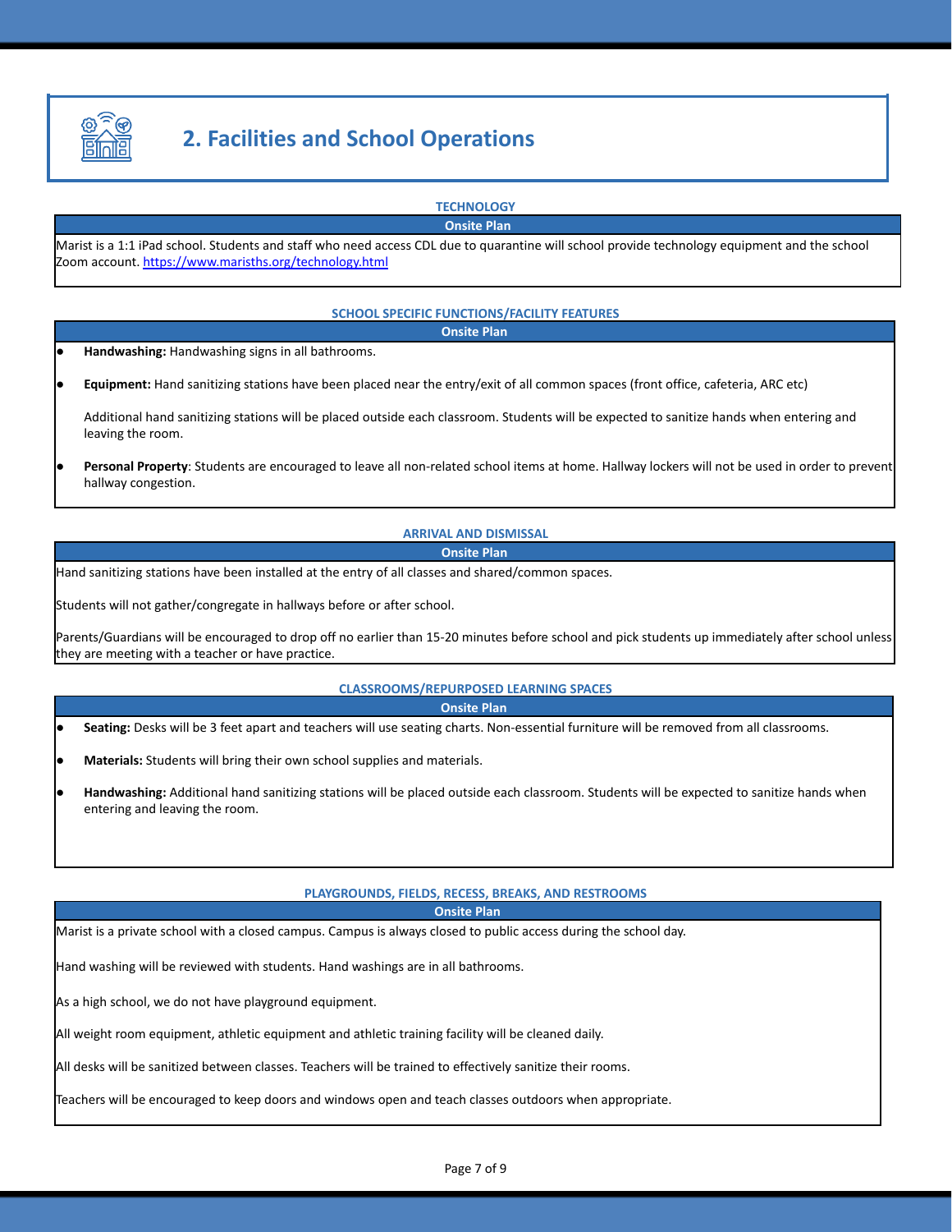## 2. Facilities and School Operations

### TECHNOLOGY

| Onsite Plan |
|---|
| Marist is a 1:1 iPad school. Students and staff who need access CDL due to quarantine will school provide technology equipment and the school Zoom account. https://www.marisths.org/technology.html |

### SCHOOL SPECIFIC FUNCTIONS/FACILITY FEATURES

**Onsite Plan**

- **Handwashing:** Handwashing signs in all bathrooms.
- **Equipment:** Hand sanitizing stations have been placed near the entry/exit of all common spaces (front office, cafeteria, ARC etc)

  Additional hand sanitizing stations will be placed outside each classroom. Students will be expected to sanitize hands when entering and leaving the room.
- **Personal Property**: Students are encouraged to leave all non-related school items at home. Hallway lockers will not be used in order to prevent hallway congestion.

### ARRIVAL AND DISMISSAL

**Onsite Plan**

Hand sanitizing stations have been installed at the entry of all classes and shared/common spaces.

Students will not gather/congregate in hallways before or after school.

Parents/Guardians will be encouraged to drop off no earlier than 15-20 minutes before school and pick students up immediately after school unless they are meeting with a teacher or have practice.

### CLASSROOMS/REPURPOSED LEARNING SPACES

**Onsite Plan**

- **Seating:** Desks will be 3 feet apart and teachers will use seating charts. Non-essential furniture will be removed from all classrooms.
- **Materials:** Students will bring their own school supplies and materials.
- **Handwashing:** Additional hand sanitizing stations will be placed outside each classroom. Students will be expected to sanitize hands when entering and leaving the room.

### PLAYGROUNDS, FIELDS, RECESS, BREAKS, AND RESTROOMS

**Onsite Plan**

Marist is a private school with a closed campus. Campus is always closed to public access during the school day.

Hand washing will be reviewed with students. Hand washings are in all bathrooms.

As a high school, we do not have playground equipment.

All weight room equipment, athletic equipment and athletic training facility will be cleaned daily.

All desks will be sanitized between classes. Teachers will be trained to effectively sanitize their rooms.

Teachers will be encouraged to keep doors and windows open and teach classes outdoors when appropriate.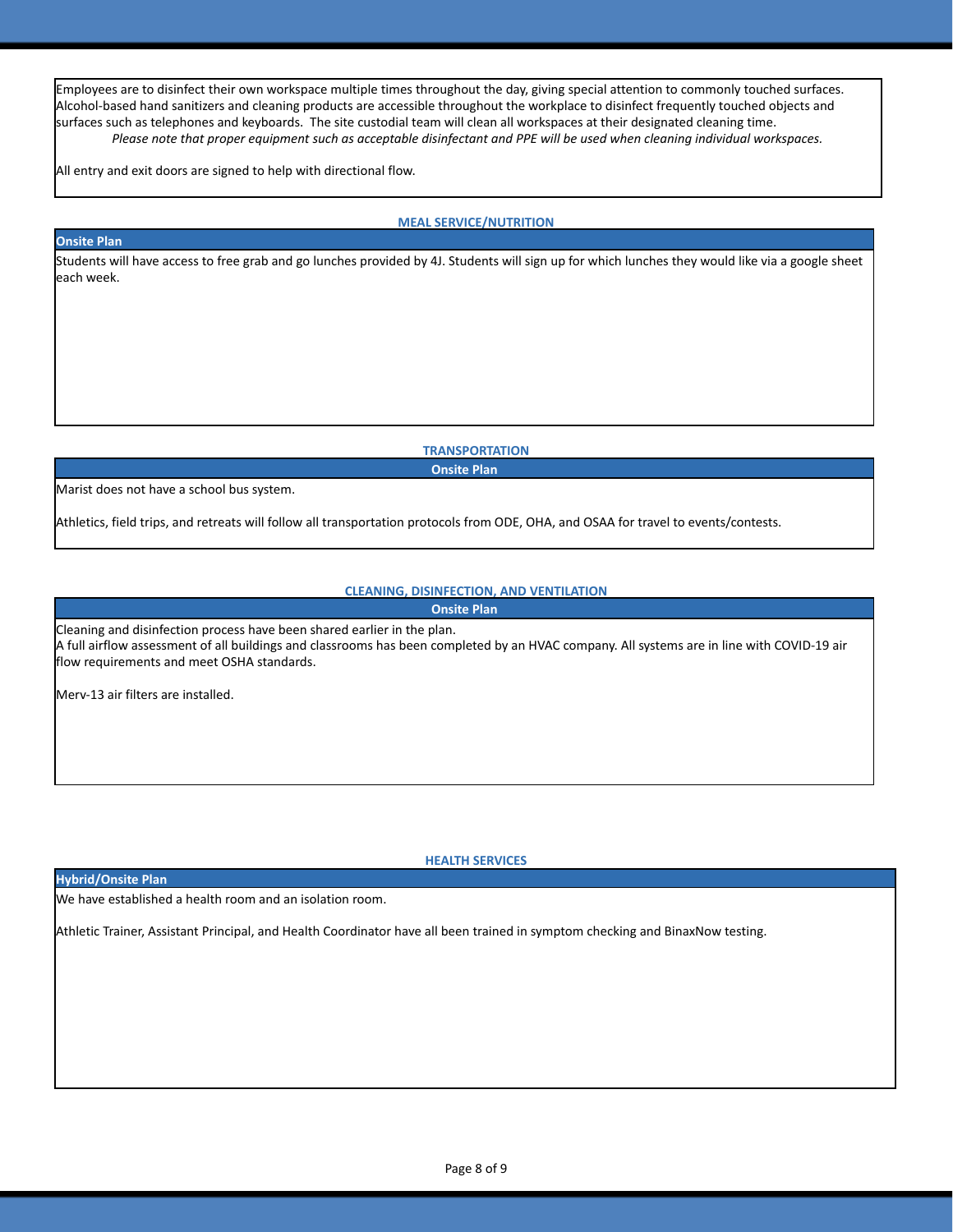Employees are to disinfect their own workspace multiple times throughout the day, giving special attention to commonly touched surfaces. Alcohol-based hand sanitizers and cleaning products are accessible throughout the workplace to disinfect frequently touched objects and surfaces such as telephones and keyboards. The site custodial team will clean all workspaces at their designated cleaning time.

*Please note that proper equipment such as acceptable disinfectant and PPE will be used when cleaning individual workspaces.*

All entry and exit doors are signed to help with directional flow.

## MEAL SERVICE/NUTRITION

**Onsite Plan**

Students will have access to free grab and go lunches provided by 4J. Students will sign up for which lunches they would like via a google sheet each week.

## TRANSPORTATION

**Onsite Plan**

Marist does not have a school bus system.

Athletics, field trips, and retreats will follow all transportation protocols from ODE, OHA, and OSAA for travel to events/contests.

## CLEANING, DISINFECTION, AND VENTILATION

**Onsite Plan**

Cleaning and disinfection process have been shared earlier in the plan.
A full airflow assessment of all buildings and classrooms has been completed by an HVAC company. All systems are in line with COVID-19 air flow requirements and meet OSHA standards.

Merv-13 air filters are installed.

## HEALTH SERVICES

**Hybrid/Onsite Plan**

We have established a health room and an isolation room.

Athletic Trainer, Assistant Principal, and Health Coordinator have all been trained in symptom checking and BinaxNow testing.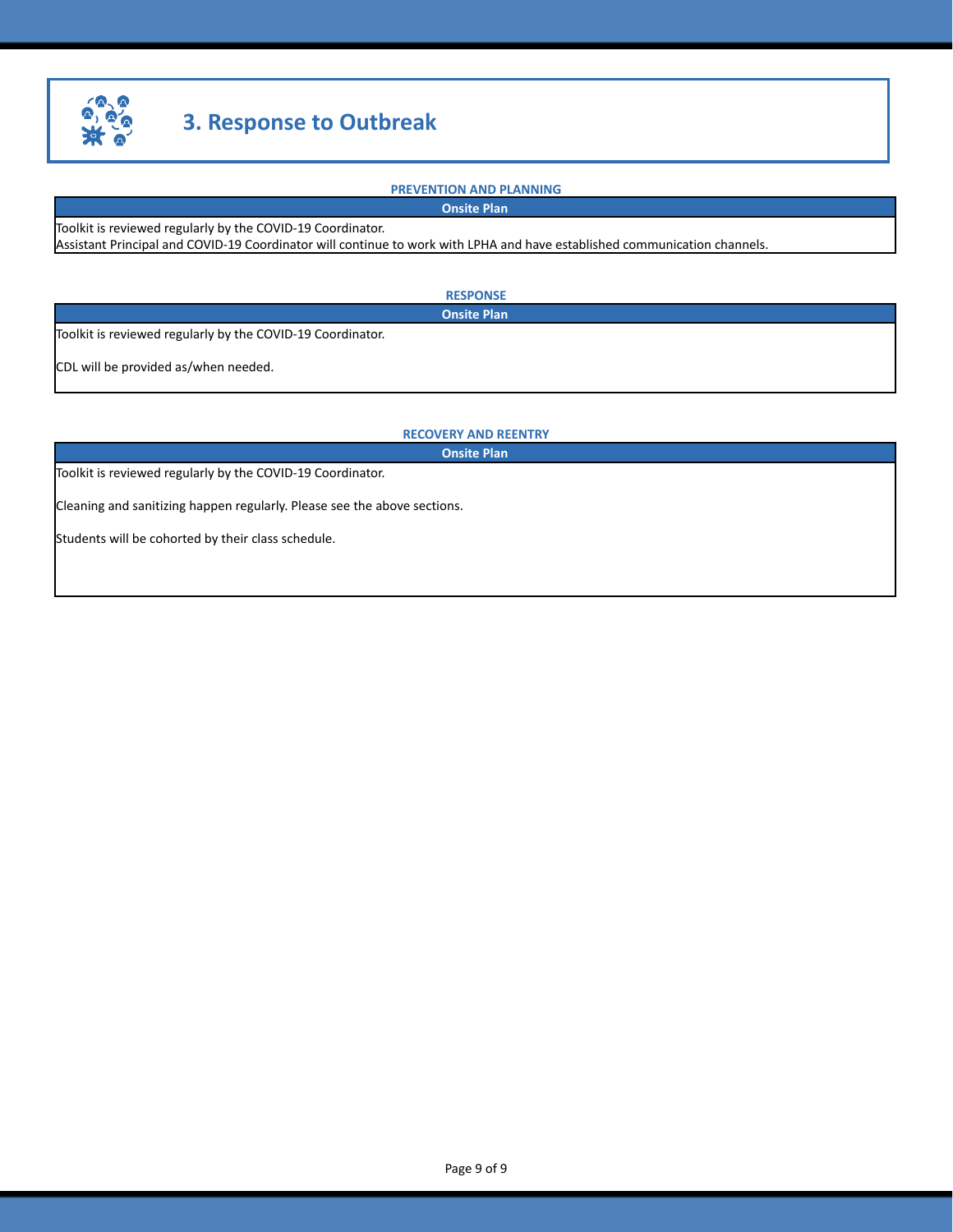# 3. Response to Outbreak

### PREVENTION AND PLANNING

| Onsite Plan |
| --- |
| Toolkit is reviewed regularly by the COVID-19 Coordinator.<br>Assistant Principal and COVID-19 Coordinator will continue to work with LPHA and have established communication channels. |

### RESPONSE

| Onsite Plan |
| --- |
| Toolkit is reviewed regularly by the COVID-19 Coordinator.<br><br>CDL will be provided as/when needed. |

### RECOVERY AND REENTRY

| Onsite Plan |
| --- |
| Toolkit is reviewed regularly by the COVID-19 Coordinator.<br><br>Cleaning and sanitizing happen regularly. Please see the above sections.<br><br>Students will be cohorted by their class schedule. |